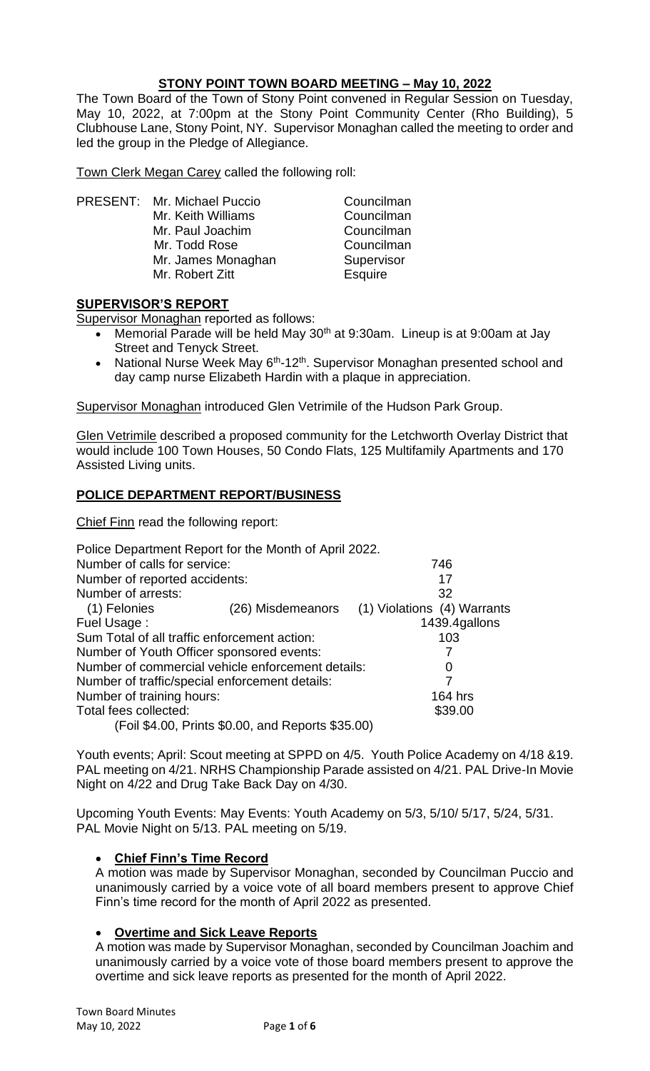# STONY POINT TOWN BOARD MEETING – May 10, 2022

The Town Board of the Town of Stony Point convened in Regular Session on Tuesday, May 10, 2022, at 7:00pm at the Stony Point Community Center (Rho Building), 5 Clubhouse Lane, Stony Point, NY. Supervisor Monaghan called the meeting to order and led the group in the Pledge of Allegiance.

Town Clerk Megan Carey called the following roll:

| PRESENT: | Mr. Michael Puccio | Councilman |
|---|---|---|
| | Mr. Keith Williams | Councilman |
| | Mr. Paul Joachim | Councilman |
| | Mr. Todd Rose | Councilman |
| | Mr. James Monaghan | Supervisor |
| | Mr. Robert Zitt | Esquire |

## SUPERVISOR'S REPORT

Supervisor Monaghan reported as follows:

- Memorial Parade will be held May 30th at 9:30am. Lineup is at 9:00am at Jay Street and Tenyck Street.
- National Nurse Week May 6th-12th. Supervisor Monaghan presented school and day camp nurse Elizabeth Hardin with a plaque in appreciation.

Supervisor Monaghan introduced Glen Vetrimile of the Hudson Park Group.

Glen Vetrimile described a proposed community for the Letchworth Overlay District that would include 100 Town Houses, 50 Condo Flats, 125 Multifamily Apartments and 170 Assisted Living units.

## POLICE DEPARTMENT REPORT/BUSINESS

Chief Finn read the following report:

Police Department Report for the Month of April 2022.

| | | |
|---|---|---|
| Number of calls for service: | | 746 |
| Number of reported accidents: | | 17 |
| Number of arrests: | | 32 |
| (1) Felonies | (26) Misdemeanors | (1) Violations (4) Warrants |
| Fuel Usage : | | 1439.4gallons |
| Sum Total of all traffic enforcement action: | | 103 |
| Number of Youth Officer sponsored events: | | 7 |
| Number of commercial vehicle enforcement details: | | 0 |
| Number of traffic/special enforcement details: | | 7 |
| Number of training hours: | | 164 hrs |
| Total fees collected: | | $39.00 |
| (Foil $4.00, Prints $0.00, and Reports $35.00) | | |

Youth events; April: Scout meeting at SPPD on 4/5. Youth Police Academy on 4/18 &19. PAL meeting on 4/21. NRHS Championship Parade assisted on 4/21. PAL Drive-In Movie Night on 4/22 and Drug Take Back Day on 4/30.

Upcoming Youth Events: May Events: Youth Academy on 5/3, 5/10/ 5/17, 5/24, 5/31. PAL Movie Night on 5/13. PAL meeting on 5/19.

- **Chief Finn's Time Record**

A motion was made by Supervisor Monaghan, seconded by Councilman Puccio and unanimously carried by a voice vote of all board members present to approve Chief Finn's time record for the month of April 2022 as presented.

- **Overtime and Sick Leave Reports**

A motion was made by Supervisor Monaghan, seconded by Councilman Joachim and unanimously carried by a voice vote of those board members present to approve the overtime and sick leave reports as presented for the month of April 2022.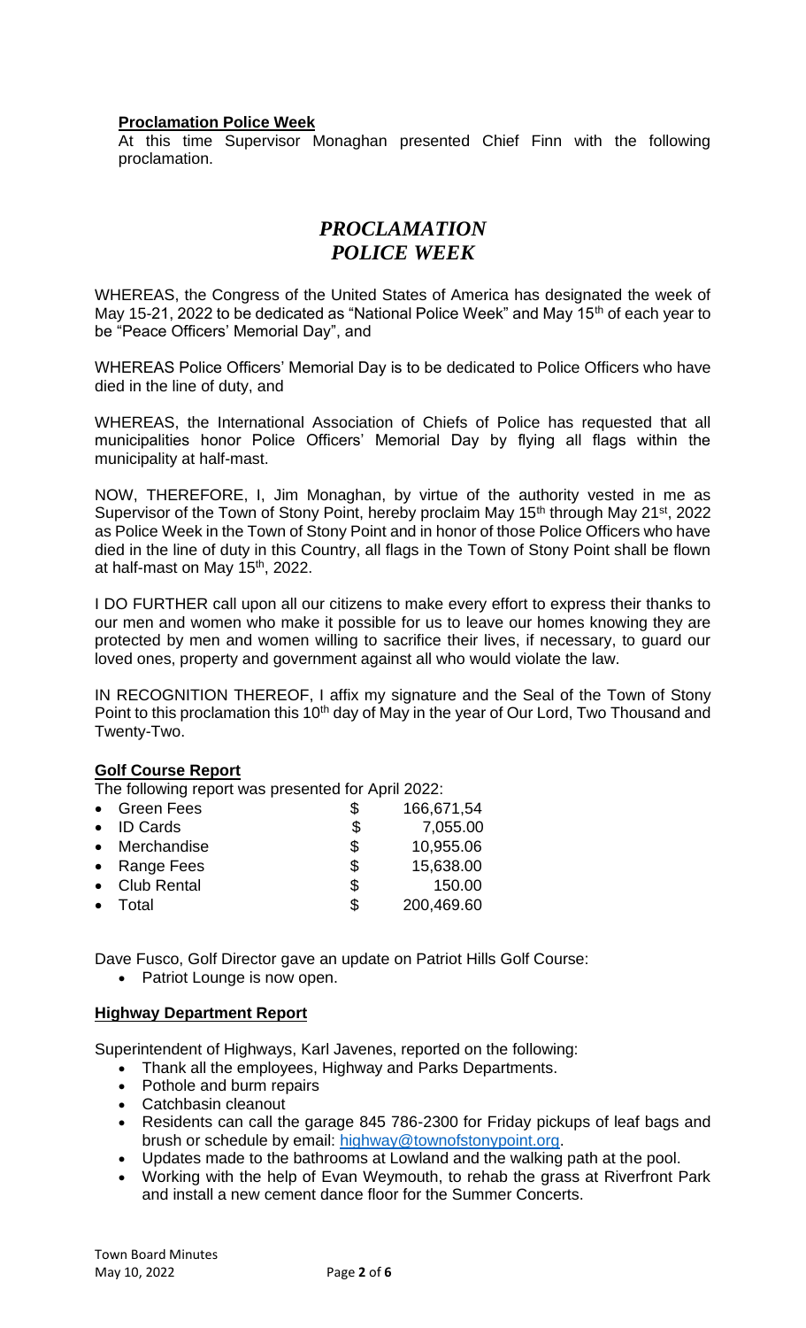**Proclamation Police Week**

At this time Supervisor Monaghan presented Chief Finn with the following proclamation.

# *PROCLAMATION*
# *POLICE WEEK*

WHEREAS, the Congress of the United States of America has designated the week of May 15-21, 2022 to be dedicated as "National Police Week" and May 15th of each year to be "Peace Officers' Memorial Day", and

WHEREAS Police Officers' Memorial Day is to be dedicated to Police Officers who have died in the line of duty, and

WHEREAS, the International Association of Chiefs of Police has requested that all municipalities honor Police Officers' Memorial Day by flying all flags within the municipality at half-mast.

NOW, THEREFORE, I, Jim Monaghan, by virtue of the authority vested in me as Supervisor of the Town of Stony Point, hereby proclaim May 15th through May 21st, 2022 as Police Week in the Town of Stony Point and in honor of those Police Officers who have died in the line of duty in this Country, all flags in the Town of Stony Point shall be flown at half-mast on May 15th, 2022.

I DO FURTHER call upon all our citizens to make every effort to express their thanks to our men and women who make it possible for us to leave our homes knowing they are protected by men and women willing to sacrifice their lives, if necessary, to guard our loved ones, property and government against all who would violate the law.

IN RECOGNITION THEREOF, I affix my signature and the Seal of the Town of Stony Point to this proclamation this 10th day of May in the year of Our Lord, Two Thousand and Twenty-Two.

**Golf Course Report**

The following report was presented for April 2022:

- Green Fees $ 166,671,54
- ID Cards $ 7,055.00
- Merchandise $ 10,955.06
- Range Fees $ 15,638.00
- Club Rental $ 150.00
- Total $ 200,469.60

Dave Fusco, Golf Director gave an update on Patriot Hills Golf Course:

- Patriot Lounge is now open.

**Highway Department Report**

Superintendent of Highways, Karl Javenes, reported on the following:

- Thank all the employees, Highway and Parks Departments.
- Pothole and burm repairs
- Catchbasin cleanout
- Residents can call the garage 845 786-2300 for Friday pickups of leaf bags and brush or schedule by email: highway@townofstonypoint.org.
- Updates made to the bathrooms at Lowland and the walking path at the pool.
- Working with the help of Evan Weymouth, to rehab the grass at Riverfront Park and install a new cement dance floor for the Summer Concerts.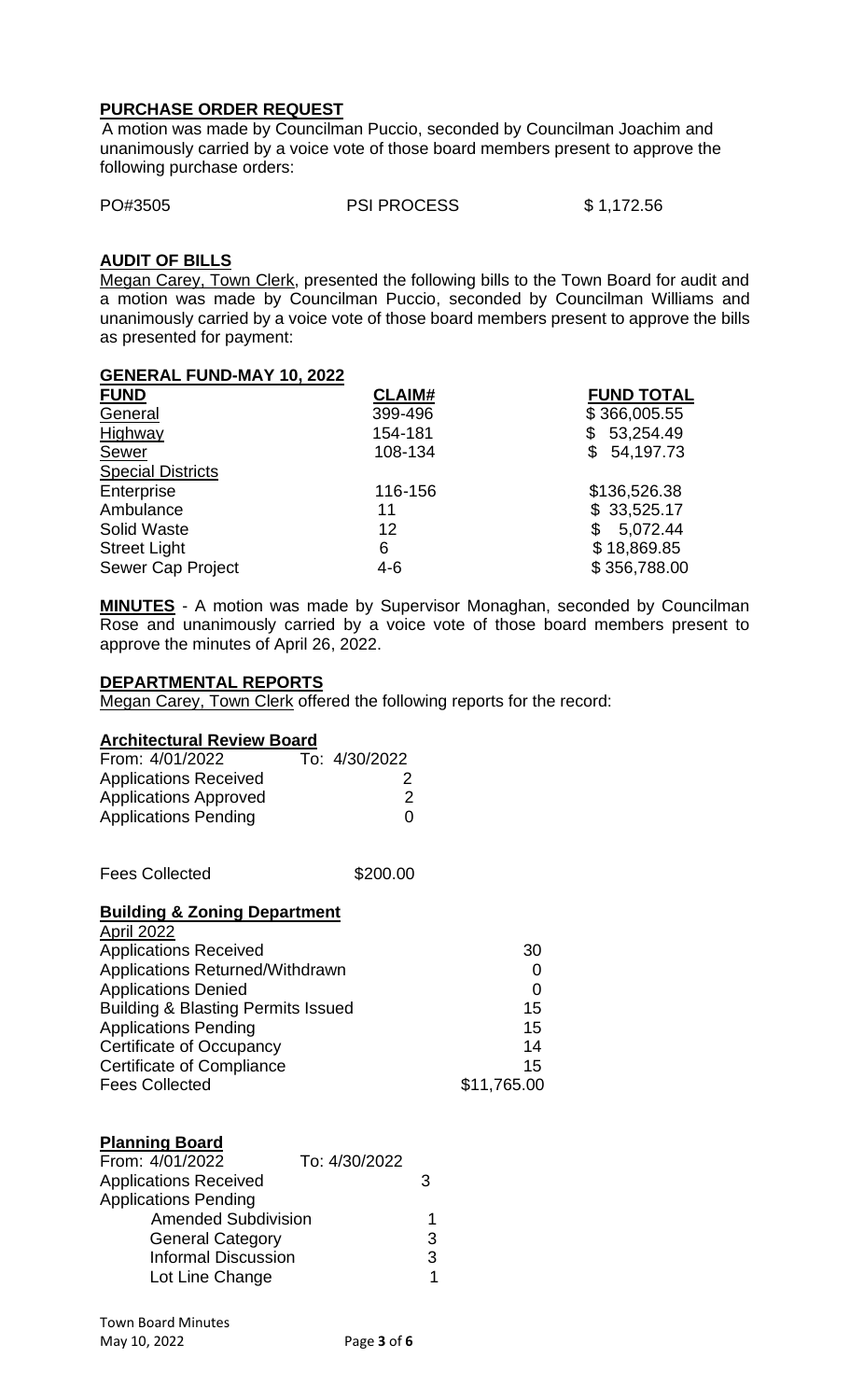## PURCHASE ORDER REQUEST

A motion was made by Councilman Puccio, seconded by Councilman Joachim and unanimously carried by a voice vote of those board members present to approve the following purchase orders:

| PO#3505 | PSI PROCESS | $ 1,172.56 |
|---|---|---|

## AUDIT OF BILLS

Megan Carey, Town Clerk, presented the following bills to the Town Board for audit and a motion was made by Councilman Puccio, seconded by Councilman Williams and unanimously carried by a voice vote of those board members present to approve the bills as presented for payment:

### GENERAL FUND-MAY 10, 2022

| FUND | CLAIM# | FUND TOTAL |
|---|---|---|
| General | 399-496 | $ 366,005.55 |
| Highway | 154-181 | $ 53,254.49 |
| Sewer | 108-134 | $ 54,197.73 |
| Special Districts | | |
| Enterprise | 116-156 | $136,526.38 |
| Ambulance | 11 | $ 33,525.17 |
| Solid Waste | 12 | $ 5,072.44 |
| Street Light | 6 | $ 18,869.85 |
| Sewer Cap Project | 4-6 | $ 356,788.00 |

**MINUTES** - A motion was made by Supervisor Monaghan, seconded by Councilman Rose and unanimously carried by a voice vote of those board members present to approve the minutes of April 26, 2022.

## DEPARTMENTAL REPORTS

Megan Carey, Town Clerk offered the following reports for the record:

### Architectural Review Board

| From: 4/01/2022 | To: 4/30/2022 |
|---|---|
| Applications Received | 2 |
| Applications Approved | 2 |
| Applications Pending | 0 |
| Fees Collected | $200.00 |

### Building & Zoning Department

| April 2022 | |
|---|---|
| Applications Received | 30 |
| Applications Returned/Withdrawn | 0 |
| Applications Denied | 0 |
| Building & Blasting Permits Issued | 15 |
| Applications Pending | 15 |
| Certificate of Occupancy | 14 |
| Certificate of Compliance | 15 |
| Fees Collected | $11,765.00 |

### Planning Board

| From: 4/01/2022 | To: 4/30/2022 |
|---|---|
| Applications Received | 3 |
| Applications Pending | |
| Amended Subdivision | 1 |
| General Category | 3 |
| Informal Discussion | 3 |
| Lot Line Change | 1 |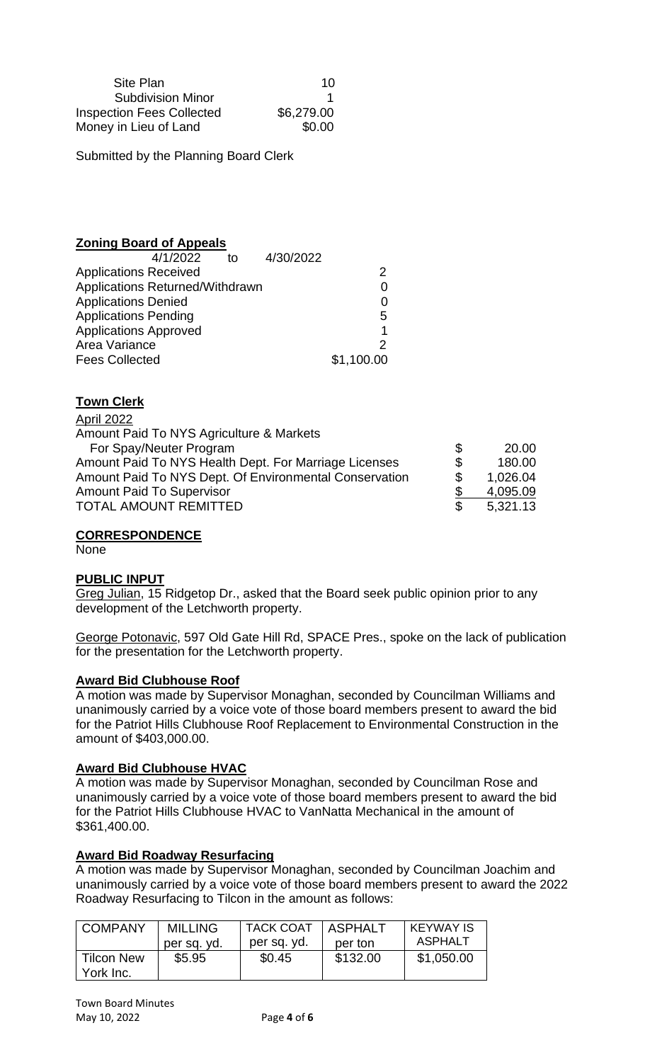| | |
|---|---|
| Site Plan | 10 |
| Subdivision Minor | 1 |
| Inspection Fees Collected | $6,279.00 |
| Money in Lieu of Land | $0.00 |

Submitted by the Planning Board Clerk

**Zoning Board of Appeals**

4/1/2022 to 4/30/2022

| | |
|---|---|
| Applications Received | 2 |
| Applications Returned/Withdrawn | 0 |
| Applications Denied | 0 |
| Applications Pending | 5 |
| Applications Approved | 1 |
| Area Variance | 2 |
| Fees Collected | $1,100.00 |

**Town Clerk**

April 2022

| | | |
|---|---|---|
| Amount Paid To NYS Agriculture & Markets For Spay/Neuter Program | $ | 20.00 |
| Amount Paid To NYS Health Dept. For Marriage Licenses | $ | 180.00 |
| Amount Paid To NYS Dept. Of Environmental Conservation | $ | 1,026.04 |
| Amount Paid To Supervisor | $ | 4,095.09 |
| TOTAL AMOUNT REMITTED | $ | 5,321.13 |

**CORRESPONDENCE**

None

**PUBLIC INPUT**

Greg Julian, 15 Ridgetop Dr., asked that the Board seek public opinion prior to any development of the Letchworth property.

George Potonavic, 597 Old Gate Hill Rd, SPACE Pres., spoke on the lack of publication for the presentation for the Letchworth property.

**Award Bid Clubhouse Roof**

A motion was made by Supervisor Monaghan, seconded by Councilman Williams and unanimously carried by a voice vote of those board members present to award the bid for the Patriot Hills Clubhouse Roof Replacement to Environmental Construction in the amount of $403,000.00.

**Award Bid Clubhouse HVAC**

A motion was made by Supervisor Monaghan, seconded by Councilman Rose and unanimously carried by a voice vote of those board members present to award the bid for the Patriot Hills Clubhouse HVAC to VanNatta Mechanical in the amount of $361,400.00.

**Award Bid Roadway Resurfacing**

A motion was made by Supervisor Monaghan, seconded by Councilman Joachim and unanimously carried by a voice vote of those board members present to award the 2022 Roadway Resurfacing to Tilcon in the amount as follows:

| COMPANY | MILLING per sq. yd. | TACK COAT per sq. yd. | ASPHALT per ton | KEYWAY IS ASPHALT |
|---|---|---|---|---|
| Tilcon New York Inc. | $5.95 | $0.45 | $132.00 | $1,050.00 |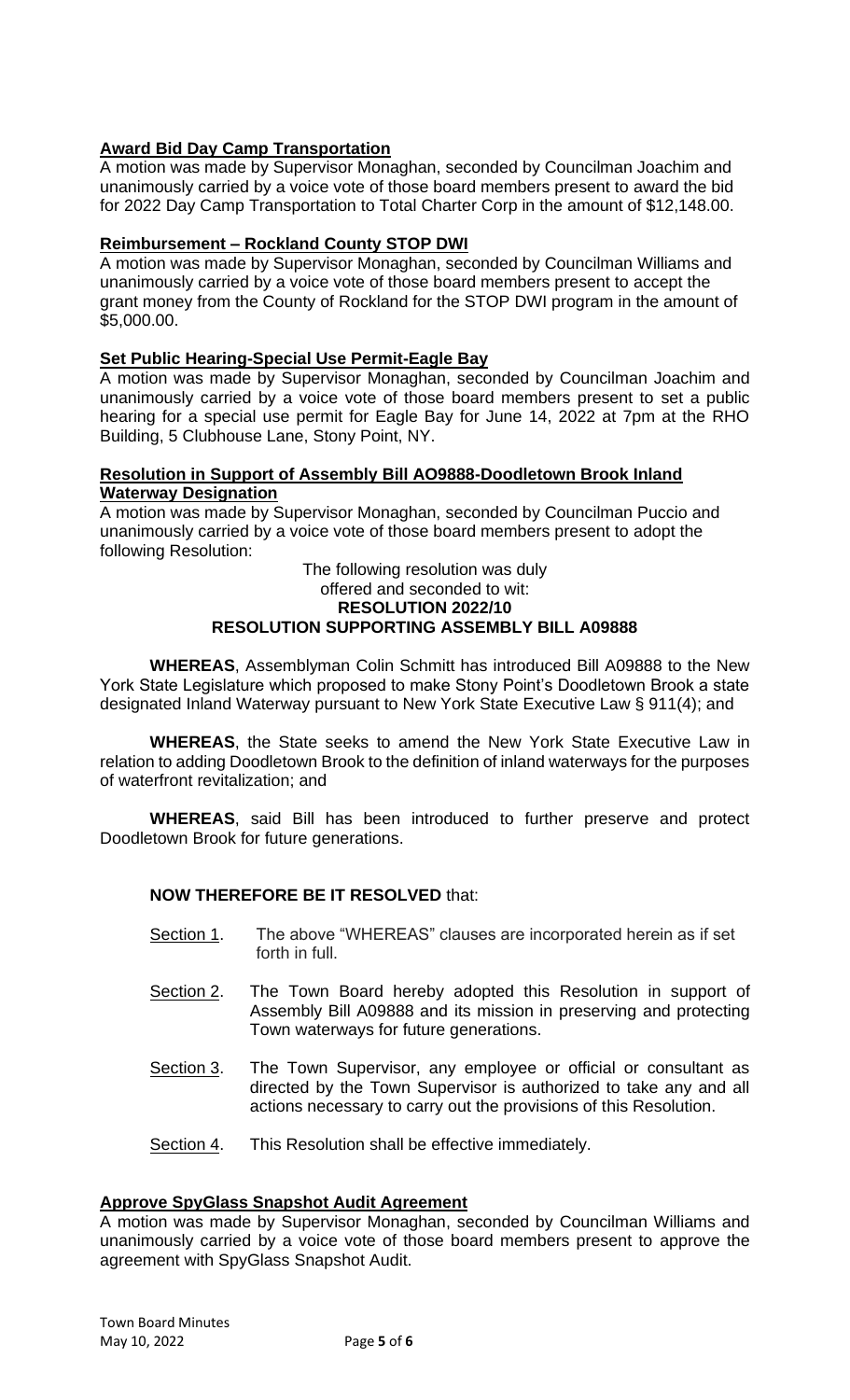**Award Bid Day Camp Transportation**

A motion was made by Supervisor Monaghan, seconded by Councilman Joachim and unanimously carried by a voice vote of those board members present to award the bid for 2022 Day Camp Transportation to Total Charter Corp in the amount of $12,148.00.

**Reimbursement – Rockland County STOP DWI**

A motion was made by Supervisor Monaghan, seconded by Councilman Williams and unanimously carried by a voice vote of those board members present to accept the grant money from the County of Rockland for the STOP DWI program in the amount of $5,000.00.

**Set Public Hearing-Special Use Permit-Eagle Bay**

A motion was made by Supervisor Monaghan, seconded by Councilman Joachim and unanimously carried by a voice vote of those board members present to set a public hearing for a special use permit for Eagle Bay for June 14, 2022 at 7pm at the RHO Building, 5 Clubhouse Lane, Stony Point, NY.

**Resolution in Support of Assembly Bill AO9888-Doodletown Brook Inland Waterway Designation**

A motion was made by Supervisor Monaghan, seconded by Councilman Puccio and unanimously carried by a voice vote of those board members present to adopt the following Resolution:

The following resolution was duly offered and seconded to wit:

**RESOLUTION 2022/10**

**RESOLUTION SUPPORTING ASSEMBLY BILL A09888**

**WHEREAS**, Assemblyman Colin Schmitt has introduced Bill A09888 to the New York State Legislature which proposed to make Stony Point's Doodletown Brook a state designated Inland Waterway pursuant to New York State Executive Law § 911(4); and

**WHEREAS**, the State seeks to amend the New York State Executive Law in relation to adding Doodletown Brook to the definition of inland waterways for the purposes of waterfront revitalization; and

**WHEREAS**, said Bill has been introduced to further preserve and protect Doodletown Brook for future generations.

**NOW THEREFORE BE IT RESOLVED** that:

Section 1. The above "WHEREAS" clauses are incorporated herein as if set forth in full.

Section 2. The Town Board hereby adopted this Resolution in support of Assembly Bill A09888 and its mission in preserving and protecting Town waterways for future generations.

Section 3. The Town Supervisor, any employee or official or consultant as directed by the Town Supervisor is authorized to take any and all actions necessary to carry out the provisions of this Resolution.

Section 4. This Resolution shall be effective immediately.

**Approve SpyGlass Snapshot Audit Agreement**

A motion was made by Supervisor Monaghan, seconded by Councilman Williams and unanimously carried by a voice vote of those board members present to approve the agreement with SpyGlass Snapshot Audit.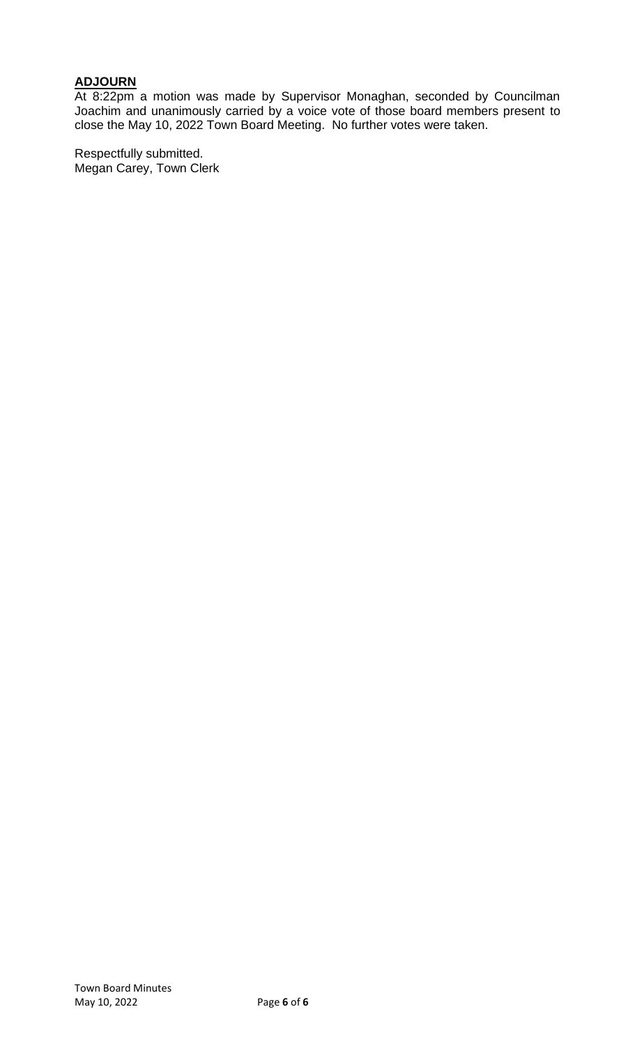## ADJOURN

At 8:22pm a motion was made by Supervisor Monaghan, seconded by Councilman Joachim and unanimously carried by a voice vote of those board members present to close the May 10, 2022 Town Board Meeting. No further votes were taken.

Respectfully submitted.
Megan Carey, Town Clerk